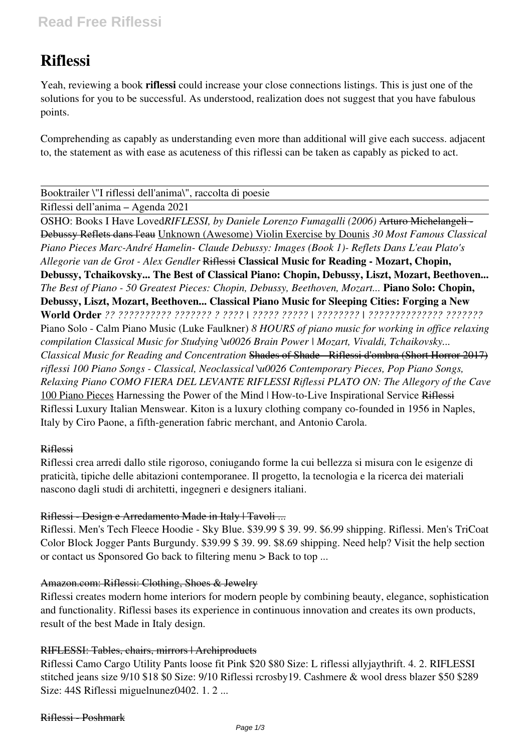# Riflessi

Yeah, reviewing a book **riflessi** could increase your close connections listings. This is just one of the solutions for you to be successful. As understood, realization does not suggest that you have fabulous points.

Comprehending as capably as understanding even more than additional will give each success. adjacent to, the statement as with ease as acuteness of this riflessi can be taken as capably as picked to act.

Booktrailer \"I riflessi dell'anima\", raccolta di poesie

Riflessi dell'anima – Agenda 2021

OSHO: Books I Have Loved*RIFLESSI, by Daniele Lorenzo Fumagalli (2006)* ~~Arturo Michelangeli - Debussy Reflets dans l'eau~~ Unknown (Awesome) Violin Exercise by Dounis *30 Most Famous Classical Piano Pieces Marc-André Hamelin- Claude Debussy: Images (Book 1)- Reflets Dans L'eau Plato's Allegorie van de Grot - Alex Gendler* ~~Riflessi~~ **Classical Music for Reading - Mozart, Chopin, Debussy, Tchaikovsky... The Best of Classical Piano: Chopin, Debussy, Liszt, Mozart, Beethoven...** *The Best of Piano - 50 Greatest Pieces: Chopin, Debussy, Beethoven, Mozart...* **Piano Solo: Chopin, Debussy, Liszt, Mozart, Beethoven... Classical Piano Music for Sleeping Cities: Forging a New World Order** *?? ?????????? ??????? ? ???? | ????? ????? | ???????? | ?????????????? ???????* Piano Solo - Calm Piano Music (Luke Faulkner) *8 HOURS of piano music for working in office relaxing compilation Classical Music for Studying \u0026 Brain Power | Mozart, Vivaldi, Tchaikovsky... Classical Music for Reading and Concentration* ~~Shades of Shade - Riflessi d'ombra (Short Horror 2017)~~ *riflessi 100 Piano Songs - Classical, Neoclassical \u0026 Contemporary Pieces, Pop Piano Songs, Relaxing Piano COMO FIERA DEL LEVANTE RIFLESSI Riflessi PLATO ON: The Allegory of the Cave* 100 Piano Pieces Harnessing the Power of the Mind | How-to-Live Inspirational Service ~~Riflessi~~ Riflessi Luxury Italian Menswear. Kiton is a luxury clothing company co-founded in 1956 in Naples, Italy by Ciro Paone, a fifth-generation fabric merchant, and Antonio Carola.

~~Riflessi~~

Riflessi crea arredi dallo stile rigoroso, coniugando forme la cui bellezza si misura con le esigenze di praticità, tipiche delle abitazioni contemporanee. Il progetto, la tecnologia e la ricerca dei materiali nascono dagli studi di architetti, ingegneri e designers italiani.

~~Riflessi - Design e Arredamento Made in Italy | Tavoli ...~~

Riflessi. Men's Tech Fleece Hoodie - Sky Blue. $39.99 $ 39. 99. $6.99 shipping. Riflessi. Men's TriCoat Color Block Jogger Pants Burgundy. $39.99 $ 39. 99. $8.69 shipping. Need help? Visit the help section or contact us Sponsored Go back to filtering menu > Back to top ...

~~Amazon.com: Riflessi: Clothing, Shoes & Jewelry~~

Riflessi creates modern home interiors for modern people by combining beauty, elegance, sophistication and functionality. Riflessi bases its experience in continuous innovation and creates its own products, result of the best Made in Italy design.

~~RIFLESSI: Tables, chairs, mirrors | Archiproducts~~

Riflessi Camo Cargo Utility Pants loose fit Pink $20 $80 Size: L riflessi allyjaythrift. 4. 2. RIFLESSI stitched jeans size 9/10 $18 $0 Size: 9/10 Riflessi rcrosby19. Cashmere & wool dress blazer $50 $289 Size: 44S Riflessi miguelnunez0402. 1. 2 ...

~~Riflessi - Poshmark~~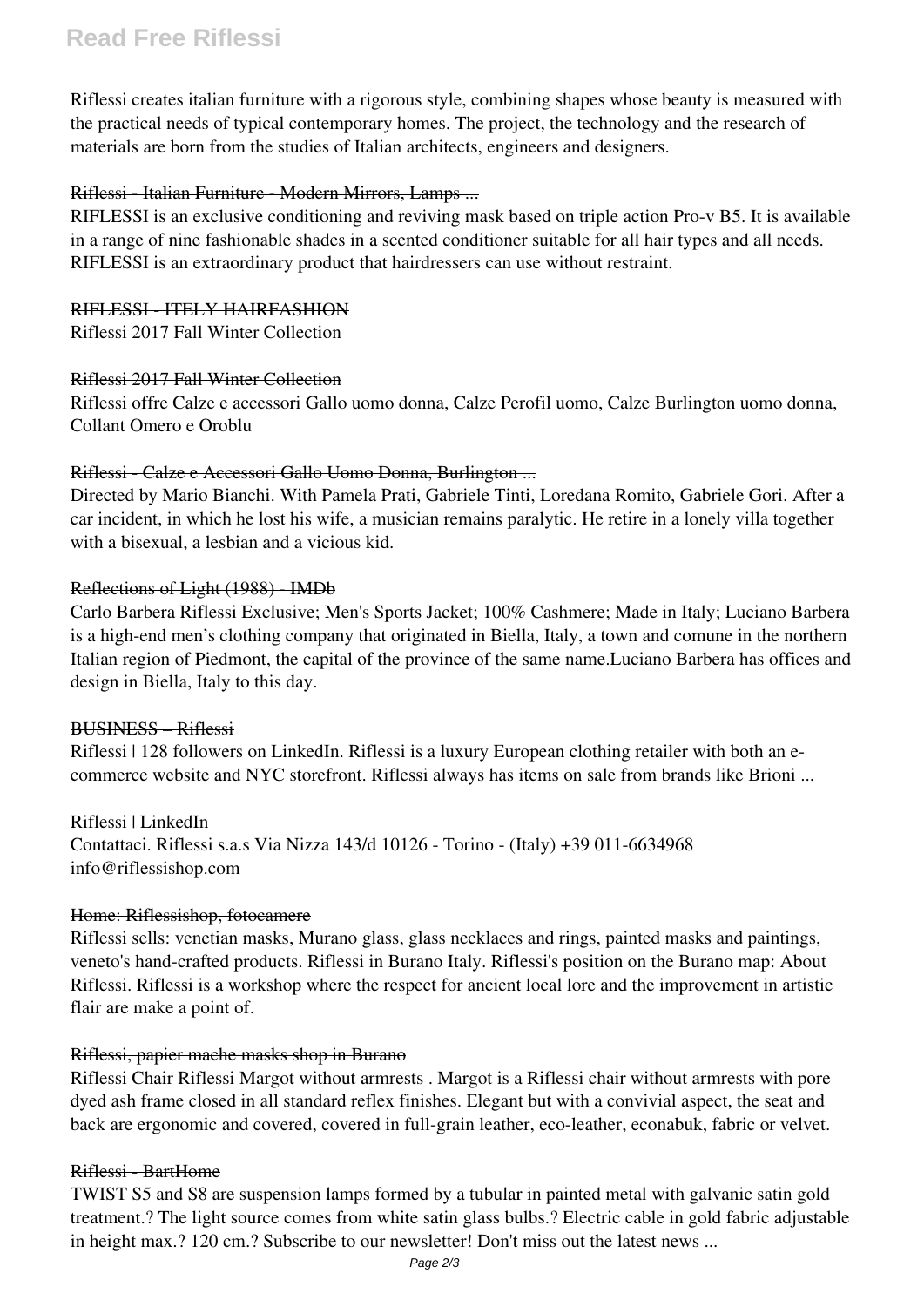Riflessi creates italian furniture with a rigorous style, combining shapes whose beauty is measured with the practical needs of typical contemporary homes. The project, the technology and the research of materials are born from the studies of Italian architects, engineers and designers.

~~Riflessi - Italian Furniture - Modern Mirrors, Lamps ...~~

RIFLESSI is an exclusive conditioning and reviving mask based on triple action Pro-v B5. It is available in a range of nine fashionable shades in a scented conditioner suitable for all hair types and all needs. RIFLESSI is an extraordinary product that hairdressers can use without restraint.

~~RIFLESSI - ITELY HAIRFASHION~~

Riflessi 2017 Fall Winter Collection

~~Riflessi 2017 Fall Winter Collection~~

Riflessi offre Calze e accessori Gallo uomo donna, Calze Perofil uomo, Calze Burlington uomo donna, Collant Omero e Oroblu

~~Riflessi - Calze e Accessori Gallo Uomo Donna, Burlington ...~~

Directed by Mario Bianchi. With Pamela Prati, Gabriele Tinti, Loredana Romito, Gabriele Gori. After a car incident, in which he lost his wife, a musician remains paralytic. He retire in a lonely villa together with a bisexual, a lesbian and a vicious kid.

~~Reflections of Light (1988) - IMDb~~

Carlo Barbera Riflessi Exclusive; Men's Sports Jacket; 100% Cashmere; Made in Italy; Luciano Barbera is a high-end men's clothing company that originated in Biella, Italy, a town and comune in the northern Italian region of Piedmont, the capital of the province of the same name.Luciano Barbera has offices and design in Biella, Italy to this day.

~~BUSINESS – Riflessi~~

Riflessi | 128 followers on LinkedIn. Riflessi is a luxury European clothing retailer with both an e-commerce website and NYC storefront. Riflessi always has items on sale from brands like Brioni ...

~~Riflessi | LinkedIn~~

Contattaci. Riflessi s.a.s Via Nizza 143/d 10126 - Torino - (Italy) +39 011-6634968 info@riflessishop.com

~~Home: Riflessishop, fotocamere~~

Riflessi sells: venetian masks, Murano glass, glass necklaces and rings, painted masks and paintings, veneto's hand-crafted products. Riflessi in Burano Italy. Riflessi's position on the Burano map: About Riflessi. Riflessi is a workshop where the respect for ancient local lore and the improvement in artistic flair are make a point of.

~~Riflessi, papier mache masks shop in Burano~~

Riflessi Chair Riflessi Margot without armrests . Margot is a Riflessi chair without armrests with pore dyed ash frame closed in all standard reflex finishes. Elegant but with a convivial aspect, the seat and back are ergonomic and covered, covered in full-grain leather, eco-leather, econabuk, fabric or velvet.

~~Riflessi - BartHome~~

TWIST S5 and S8 are suspension lamps formed by a tubular in painted metal with galvanic satin gold treatment.? The light source comes from white satin glass bulbs.? Electric cable in gold fabric adjustable in height max.? 120 cm.? Subscribe to our newsletter! Don't miss out the latest news ...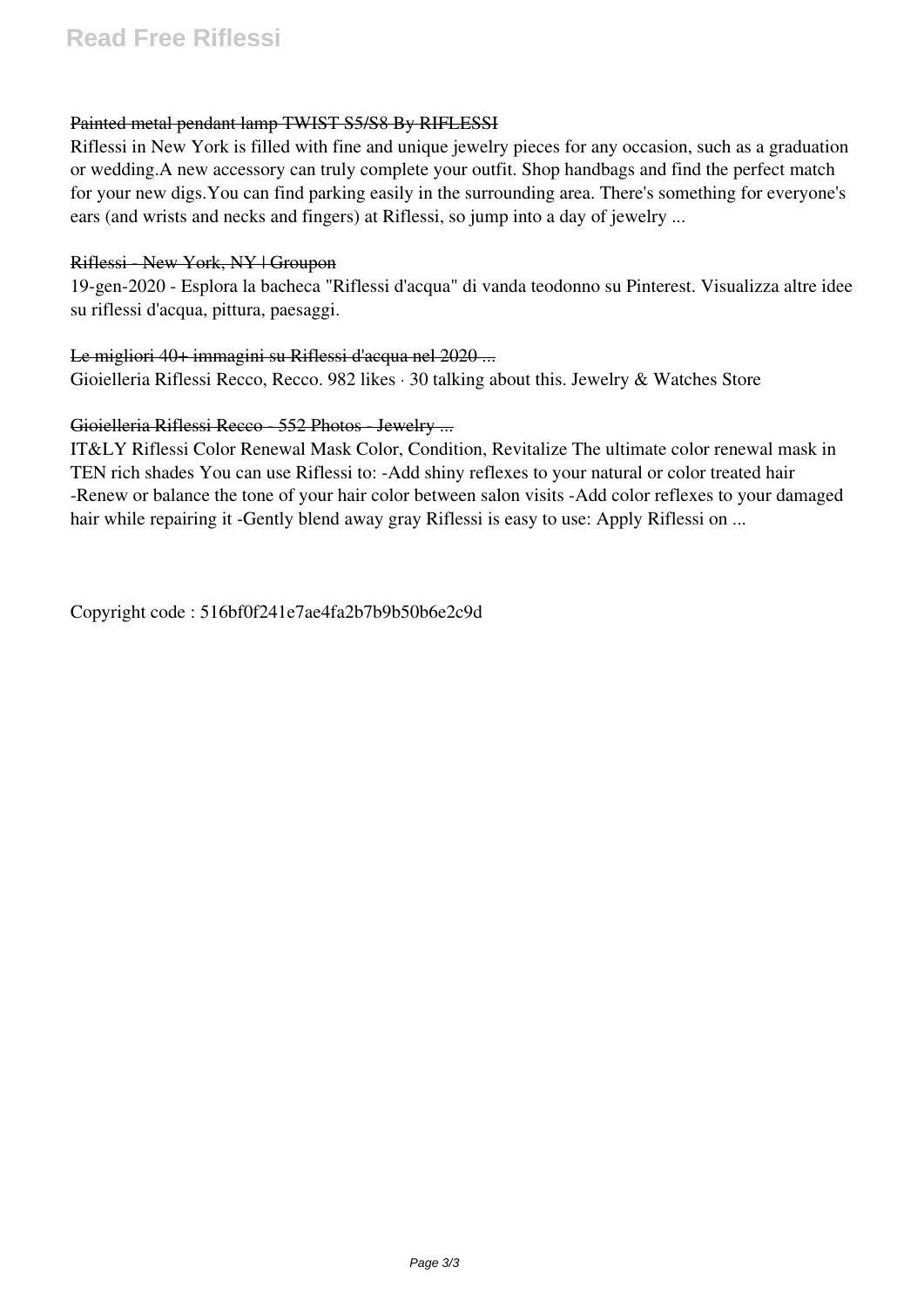Painted metal pendant lamp TWIST S5/S8 By RIFLESSI

Riflessi in New York is filled with fine and unique jewelry pieces for any occasion, such as a graduation or wedding.A new accessory can truly complete your outfit. Shop handbags and find the perfect match for your new digs.You can find parking easily in the surrounding area. There's something for everyone's ears (and wrists and necks and fingers) at Riflessi, so jump into a day of jewelry ...

Riflessi - New York, NY | Groupon

19-gen-2020 - Esplora la bacheca "Riflessi d'acqua" di vanda teodonno su Pinterest. Visualizza altre idee su riflessi d'acqua, pittura, paesaggi.

Le migliori 40+ immagini su Riflessi d'acqua nel 2020 ...

Gioielleria Riflessi Recco, Recco. 982 likes · 30 talking about this. Jewelry & Watches Store

Gioielleria Riflessi Recco - 552 Photos - Jewelry ...

IT&LY Riflessi Color Renewal Mask Color, Condition, Revitalize The ultimate color renewal mask in TEN rich shades You can use Riflessi to: -Add shiny reflexes to your natural or color treated hair -Renew or balance the tone of your hair color between salon visits -Add color reflexes to your damaged hair while repairing it -Gently blend away gray Riflessi is easy to use: Apply Riflessi on ...

Copyright code : 516bf0f241e7ae4fa2b7b9b50b6e2c9d